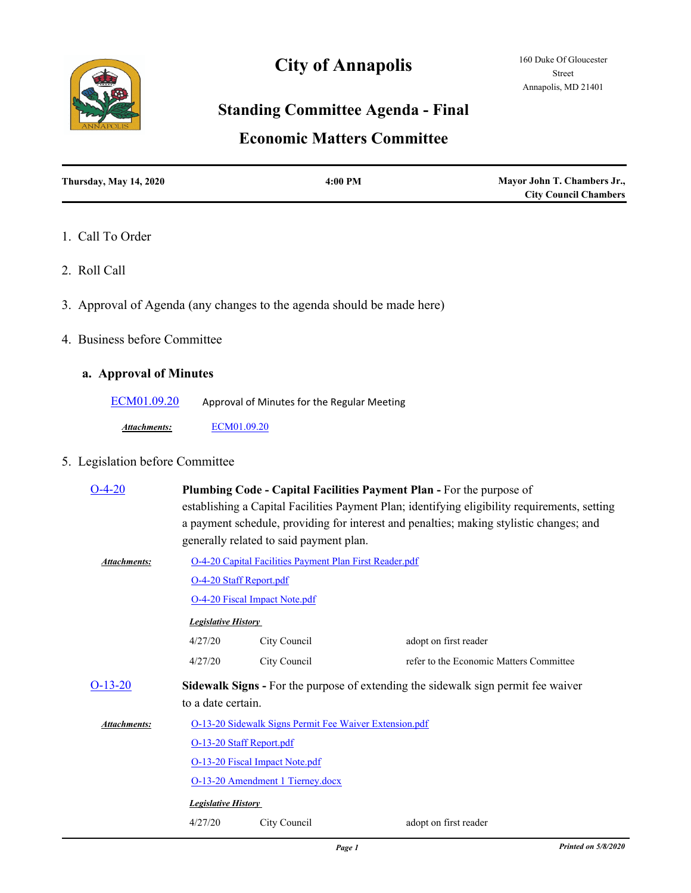# City of Annapolis

160 Duke Of Gloucester Street
Annapolis, MD 21401

## Standing Committee Agenda - Final

## Economic Matters Committee

| Thursday, May 14, 2020 | 4:00 PM | Mayor John T. Chambers Jr., City Council Chambers |
|---|---|---|

1. Call To Order

2. Roll Call

3. Approval of Agenda (any changes to the agenda should be made here)

4. Business before Committee

   **a. Approval of Minutes**

   ECM01.09.20 Approval of Minutes for the Regular Meeting

   ***Attachments:*** ECM01.09.20

5. Legislation before Committee

**O-4-20** **Plumbing Code - Capital Facilities Payment Plan -** For the purpose of establishing a Capital Facilities Payment Plan; identifying eligibility requirements, setting a payment schedule, providing for interest and penalties; making stylistic changes; and generally related to said payment plan.

***Attachments:***
- O-4-20 Capital Facilities Payment Plan First Reader.pdf
- O-4-20 Staff Report.pdf
- O-4-20 Fiscal Impact Note.pdf

***Legislative History***

| | | |
|---|---|---|
| 4/27/20 | City Council | adopt on first reader |
| 4/27/20 | City Council | refer to the Economic Matters Committee |

**O-13-20** **Sidewalk Signs -** For the purpose of extending the sidewalk sign permit fee waiver to a date certain.

***Attachments:***
- O-13-20 Sidewalk Signs Permit Fee Waiver Extension.pdf
- O-13-20 Staff Report.pdf
- O-13-20 Fiscal Impact Note.pdf
- O-13-20 Amendment 1 Tierney.docx

***Legislative History***

| | | |
|---|---|---|
| 4/27/20 | City Council | adopt on first reader |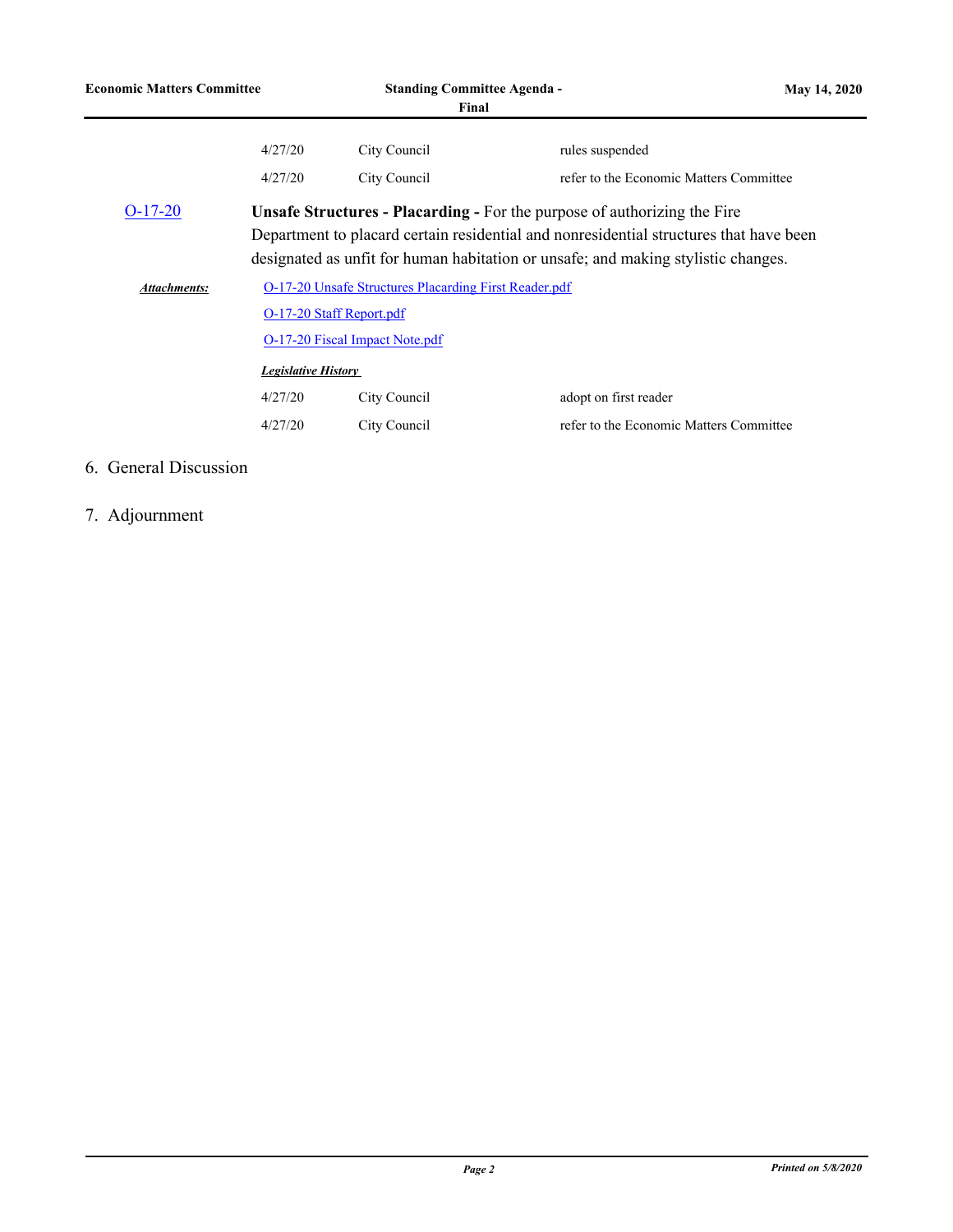| | | |
|---|---|---|
| 4/27/20 | City Council | rules suspended |
| 4/27/20 | City Council | refer to the Economic Matters Committee |

O-17-20 **Unsafe Structures - Placarding -** For the purpose of authorizing the Fire Department to placard certain residential and nonresidential structures that have been designated as unfit for human habitation or unsafe; and making stylistic changes.

***Attachments:*** O-17-20 Unsafe Structures Placarding First Reader.pdf

O-17-20 Staff Report.pdf

O-17-20 Fiscal Impact Note.pdf

***Legislative History***

| | | |
|---|---|---|
| 4/27/20 | City Council | adopt on first reader |
| 4/27/20 | City Council | refer to the Economic Matters Committee |

6. General Discussion

7. Adjournment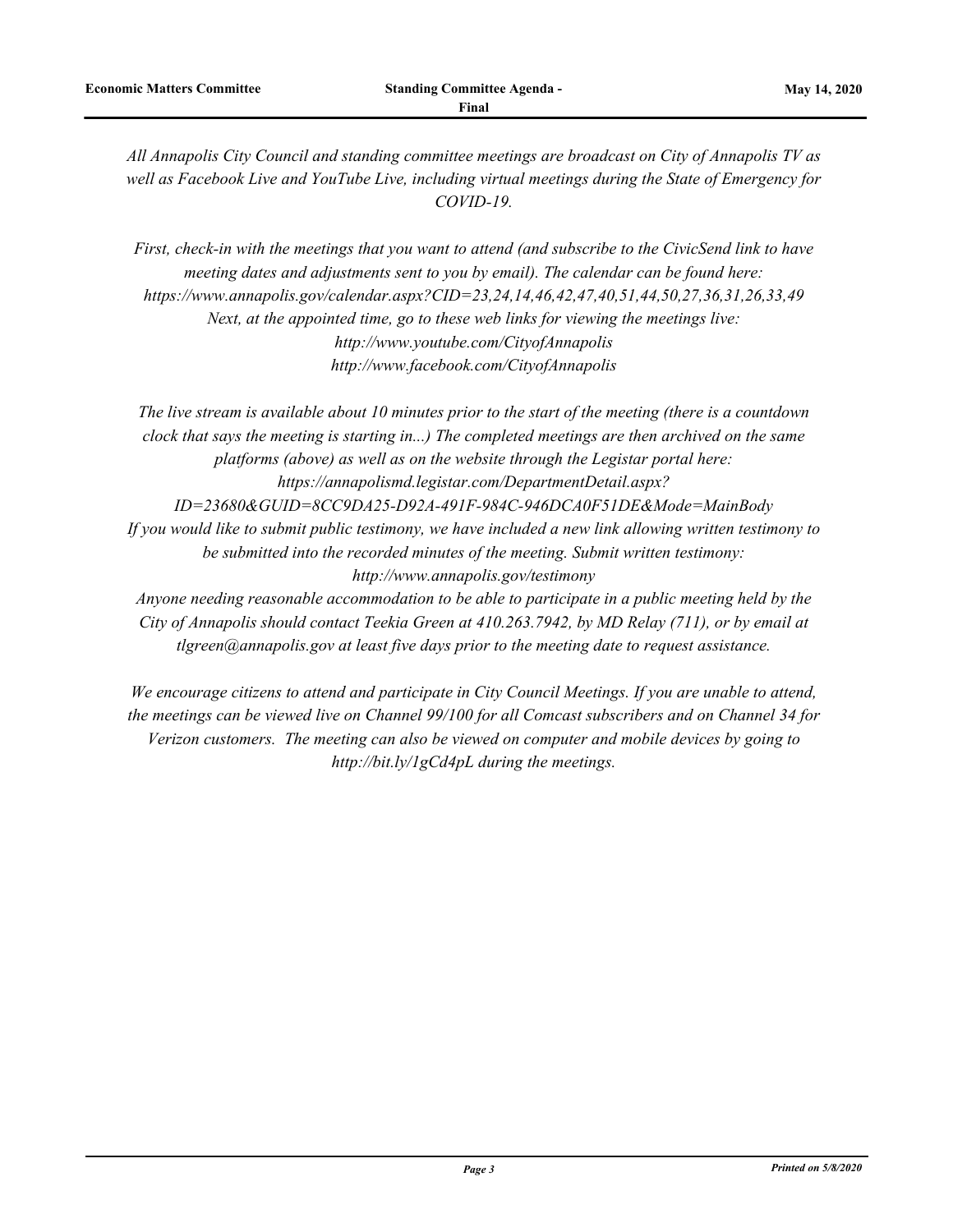*All Annapolis City Council and standing committee meetings are broadcast on City of Annapolis TV as well as Facebook Live and YouTube Live, including virtual meetings during the State of Emergency for COVID-19.*

*First, check-in with the meetings that you want to attend (and subscribe to the CivicSend link to have meeting dates and adjustments sent to you by email). The calendar can be found here: https://www.annapolis.gov/calendar.aspx?CID=23,24,14,46,42,47,40,51,44,50,27,36,31,26,33,49*
*Next, at the appointed time, go to these web links for viewing the meetings live:*
*http://www.youtube.com/CityofAnnapolis*
*http://www.facebook.com/CityofAnnapolis*

*The live stream is available about 10 minutes prior to the start of the meeting (there is a countdown clock that says the meeting is starting in...) The completed meetings are then archived on the same platforms (above) as well as on the website through the Legistar portal here: https://annapolismd.legistar.com/DepartmentDetail.aspx?ID=23680&GUID=8CC9DA25-D92A-491F-984C-946DCA0F51DE&Mode=MainBody*
*If you would like to submit public testimony, we have included a new link allowing written testimony to be submitted into the recorded minutes of the meeting. Submit written testimony: http://www.annapolis.gov/testimony*
*Anyone needing reasonable accommodation to be able to participate in a public meeting held by the City of Annapolis should contact Teekia Green at 410.263.7942, by MD Relay (711), or by email at tlgreen@annapolis.gov at least five days prior to the meeting date to request assistance.*

*We encourage citizens to attend and participate in City Council Meetings. If you are unable to attend, the meetings can be viewed live on Channel 99/100 for all Comcast subscribers and on Channel 34 for Verizon customers. The meeting can also be viewed on computer and mobile devices by going to http://bit.ly/1gCd4pL during the meetings.*